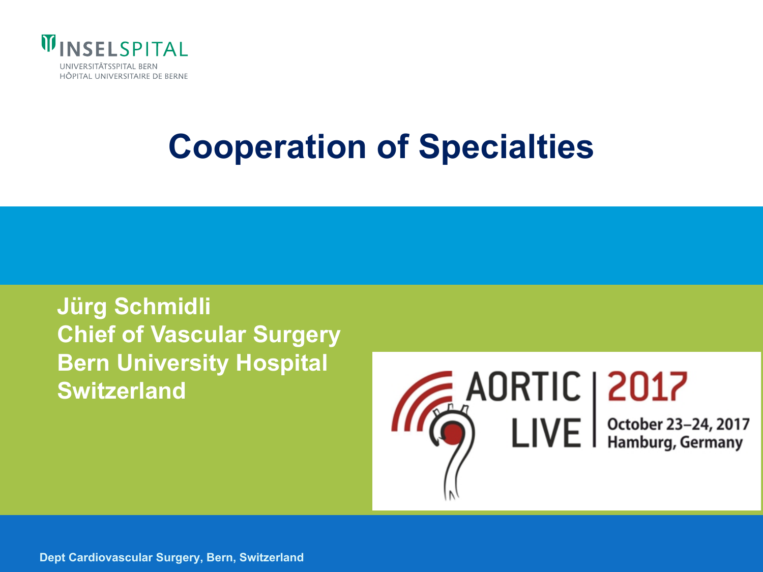INSELSPITAL

UNIVERSITÄTSSPITAL BERN
HÔPITAL UNIVERSITAIRE DE BERNE

# Cooperation of Specialties

**Jürg Schmidli**
**Chief of Vascular Surgery**
**Bern University Hospital**
**Switzerland**

AORTIC LIVE | 2017
October 23–24, 2017
Hamburg, Germany

**Dept Cardiovascular Surgery, Bern, Switzerland**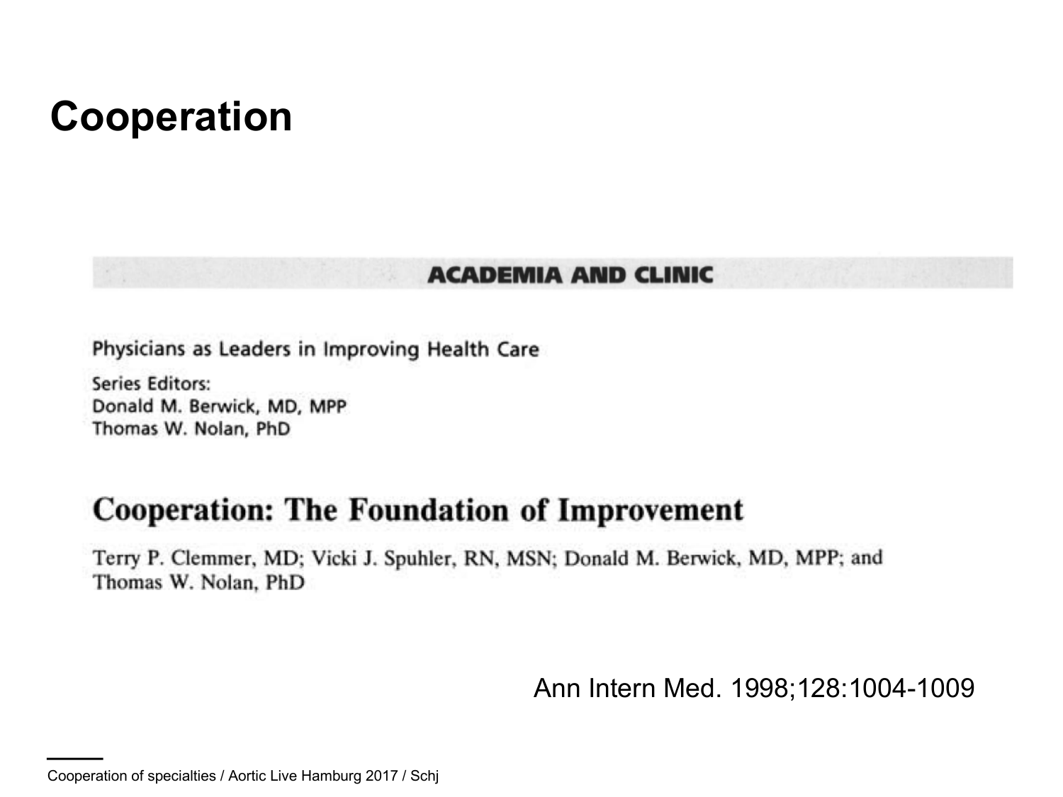# Cooperation

**ACADEMIA AND CLINIC**

Physicians as Leaders in Improving Health Care

Series Editors:
Donald M. Berwick, MD, MPP
Thomas W. Nolan, PhD

## Cooperation: The Foundation of Improvement

Terry P. Clemmer, MD; Vicki J. Spuhler, RN, MSN; Donald M. Berwick, MD, MPP; and Thomas W. Nolan, PhD

Ann Intern Med. 1998;128:1004-1009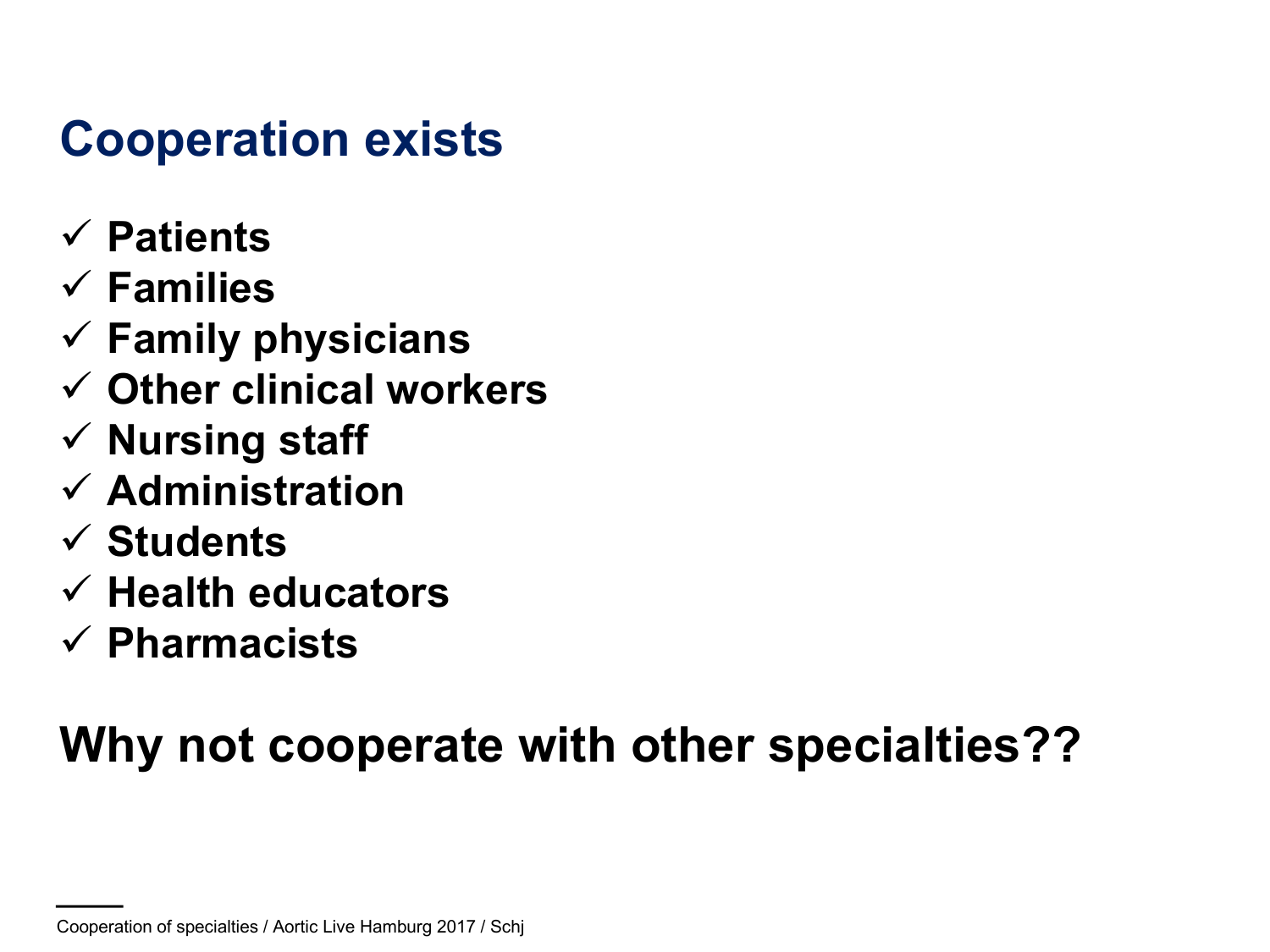# Cooperation exists

- ✓ **Patients**
- ✓ **Families**
- ✓ **Family physicians**
- ✓ **Other clinical workers**
- ✓ **Nursing staff**
- ✓ **Administration**
- ✓ **Students**
- ✓ **Health educators**
- ✓ **Pharmacists**

**Why not cooperate with other specialties??**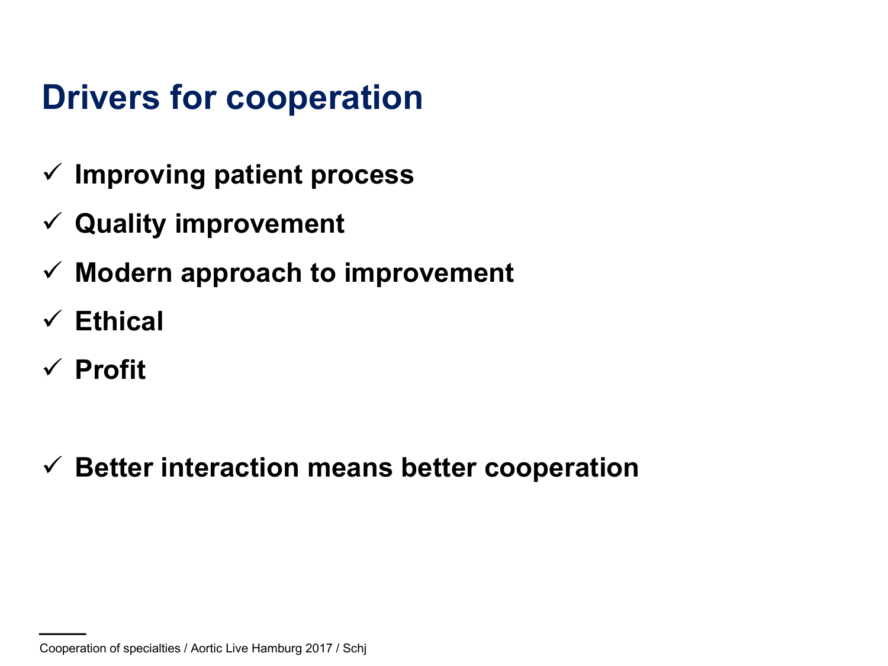# Drivers for cooperation

- ✓ **Improving patient process**
- ✓ **Quality improvement**
- ✓ **Modern approach to improvement**
- ✓ **Ethical**
- ✓ **Profit**

- ✓ **Better interaction means better cooperation**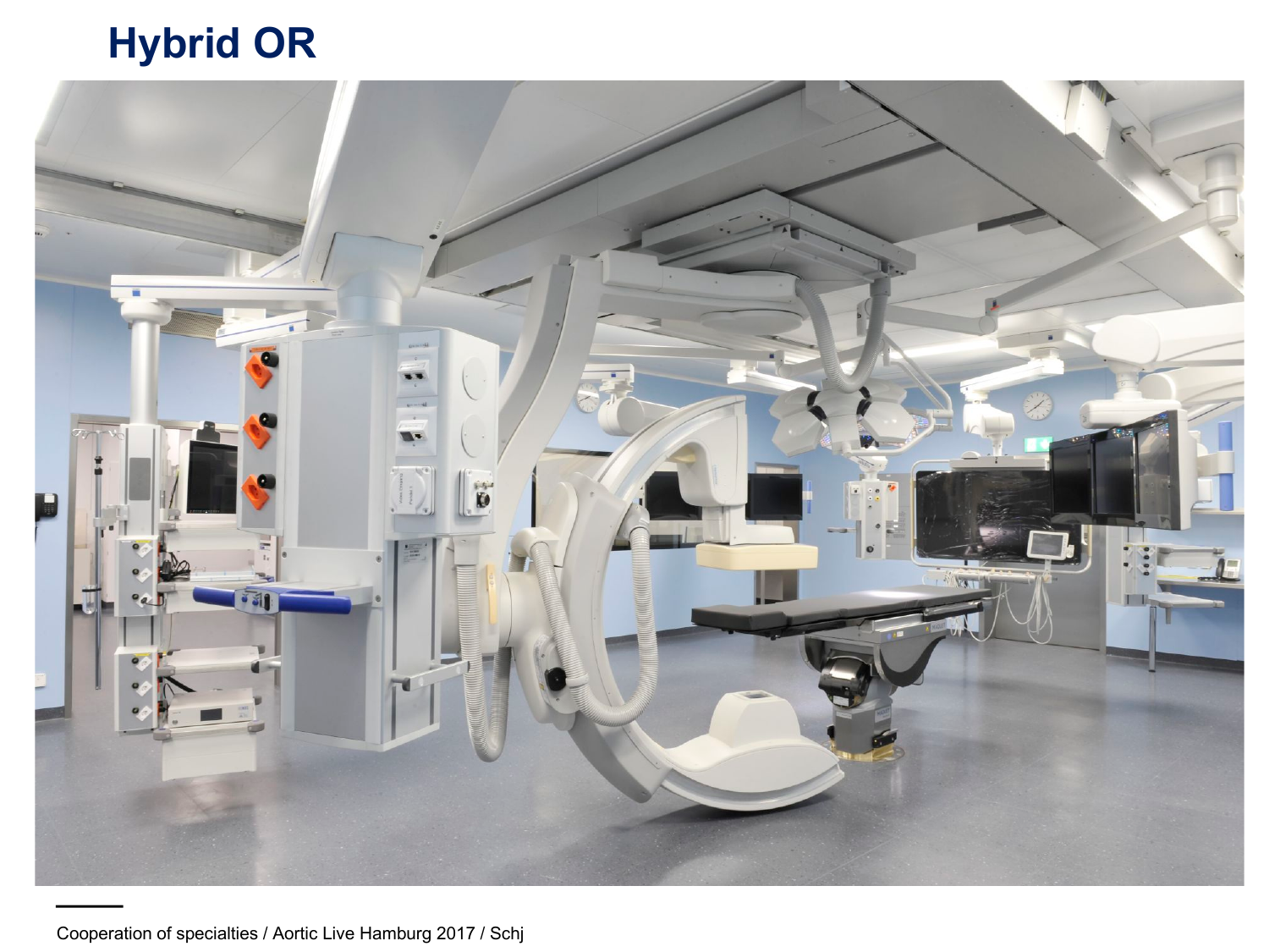# Hybrid OR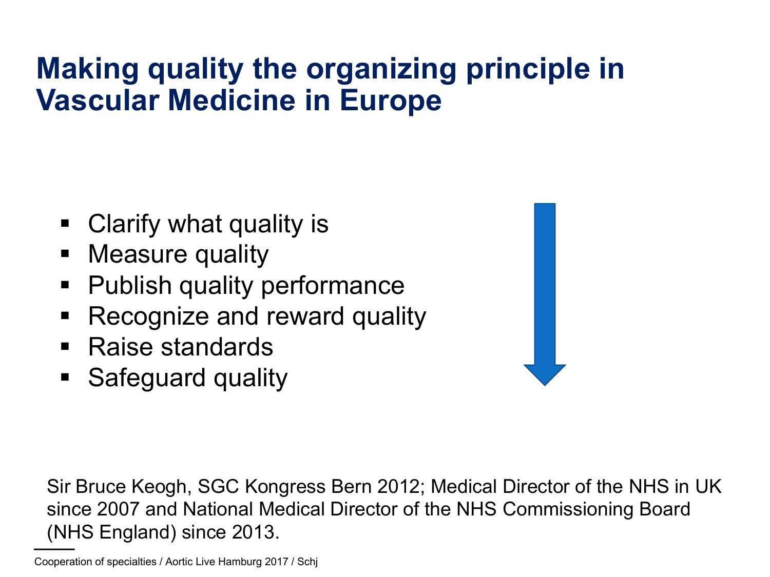# Making quality the organizing principle in Vascular Medicine in Europe

- Clarify what quality is
- Measure quality
- Publish quality performance
- Recognize and reward quality
- Raise standards
- Safeguard quality

Sir Bruce Keogh, SGC Kongress Bern 2012; Medical Director of the NHS in UK since 2007 and National Medical Director of the NHS Commissioning Board (NHS England) since 2013.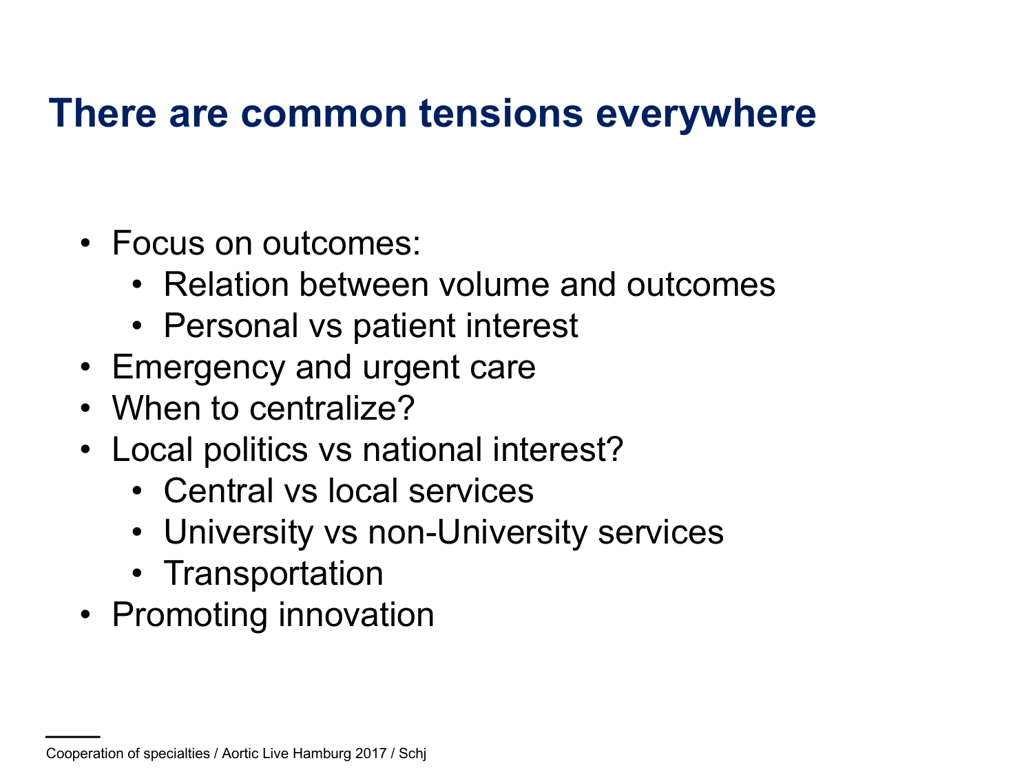# There are common tensions everywhere

- Focus on outcomes:
  - Relation between volume and outcomes
  - Personal vs patient interest
- Emergency and urgent care
- When to centralize?
- Local politics vs national interest?
  - Central vs local services
  - University vs non-University services
  - Transportation
- Promoting innovation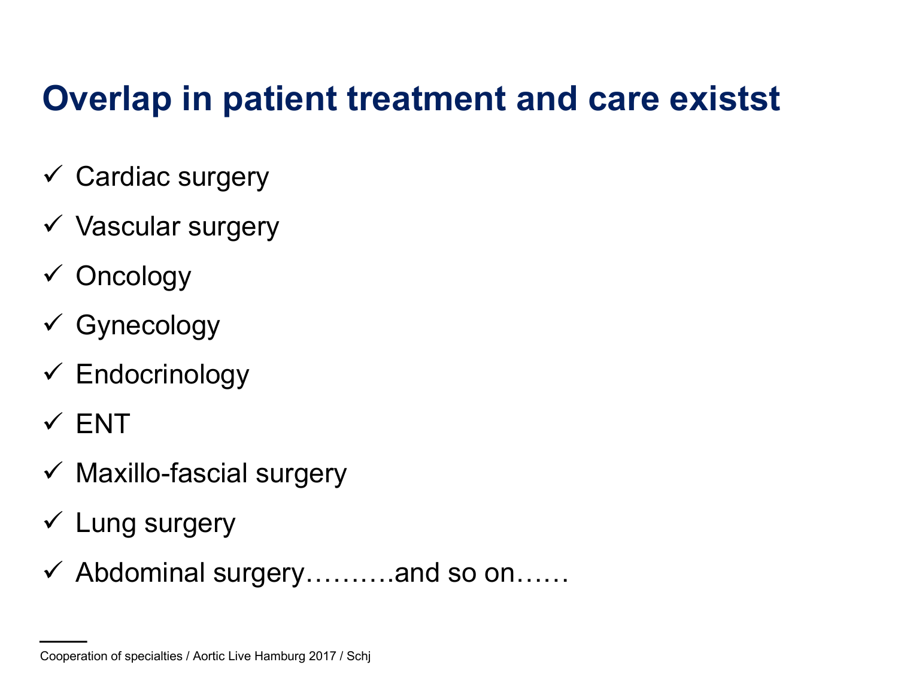# Overlap in patient treatment and care existst

- ✓ Cardiac surgery
- ✓ Vascular surgery
- ✓ Oncology
- ✓ Gynecology
- ✓ Endocrinology
- ✓ ENT
- ✓ Maxillo-fascial surgery
- ✓ Lung surgery
- ✓ Abdominal surgery……….and so on……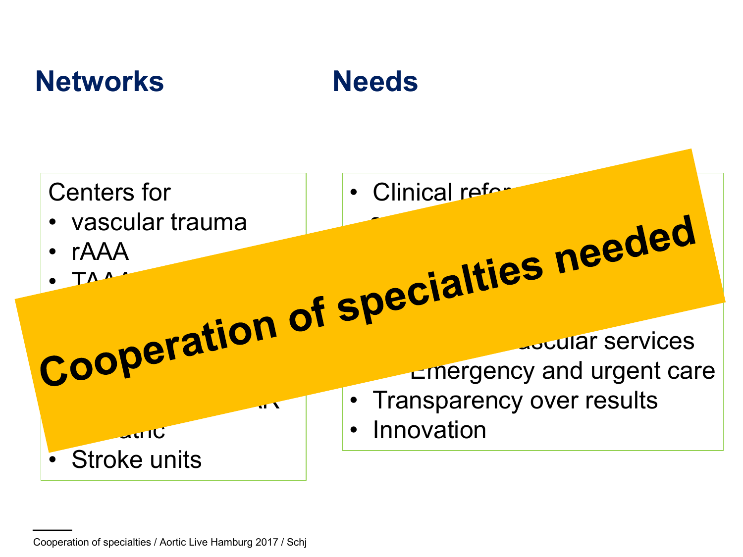## Networks

Centers for
- vascular trauma
- rAAA
- TAAA
- ...
- ...AR
- ...atric
- Stroke units

## Needs

- Clinical refer...
- ...
- ...ascular services
- Emergency and urgent care
- Transparency over results
- Innovation

**Cooperation of specialties needed**

Cooperation of specialties / Aortic Live Hamburg 2017 / Schj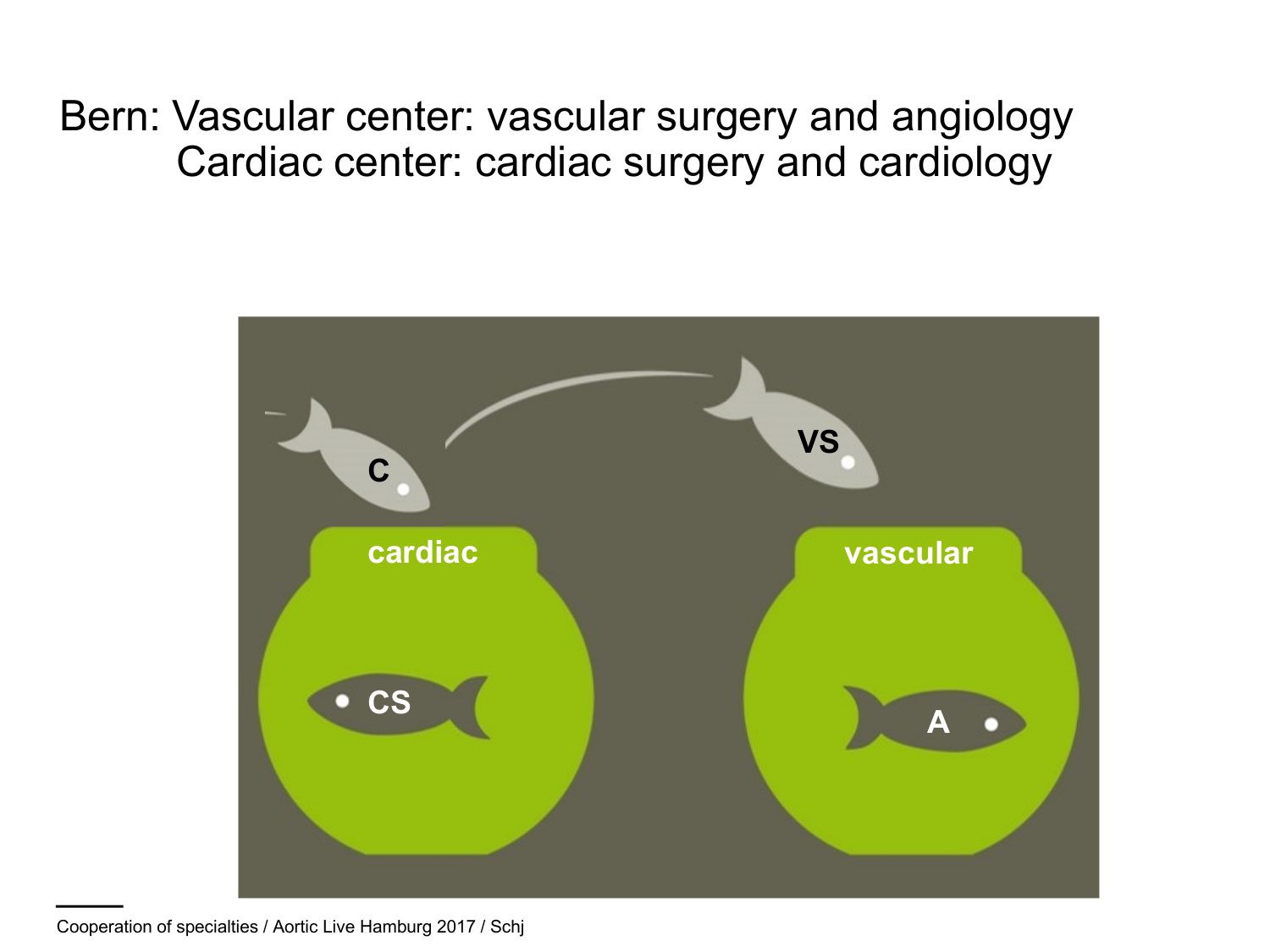Bern: Vascular center: vascular surgery and angiology
Cardiac center: cardiac surgery and cardiology

C

VS

cardiac

vascular

CS

A

Cooperation of specialties / Aortic Live Hamburg 2017 / Schj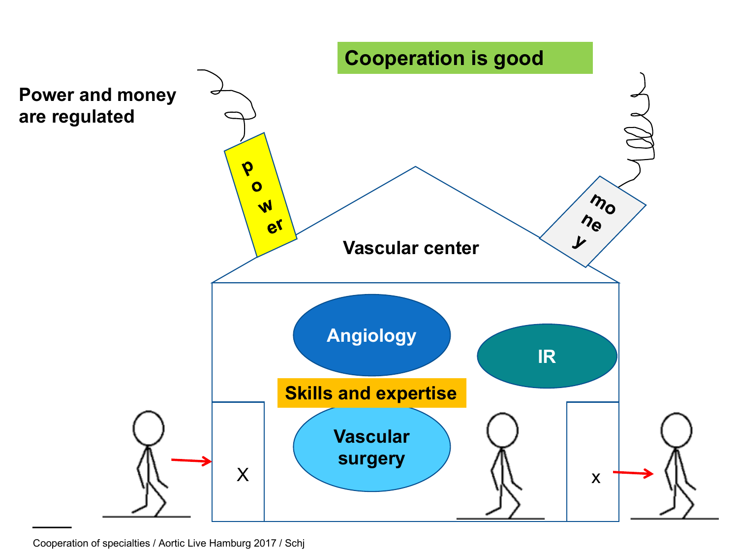**Cooperation is good**

**Power and money are regulated**

power

money

**Vascular center**

**Angiology**

**IR**

**Skills and expertise**

**Vascular surgery**

X

x

Cooperation of specialties / Aortic Live Hamburg 2017 / Schj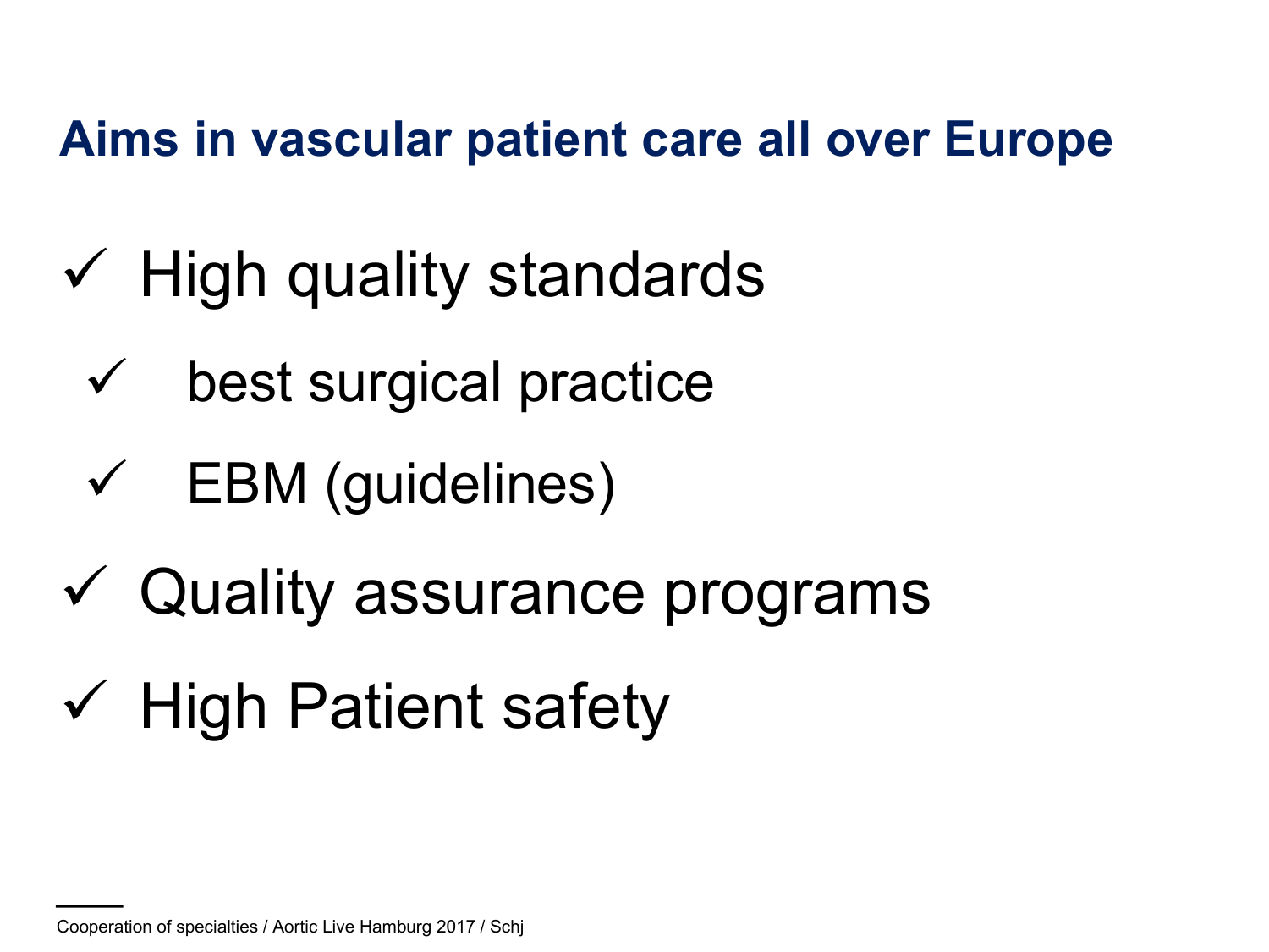## Aims in vascular patient care all over Europe

- ✓ High quality standards
  - ✓ best surgical practice
  - ✓ EBM (guidelines)
- ✓ Quality assurance programs
- ✓ High Patient safety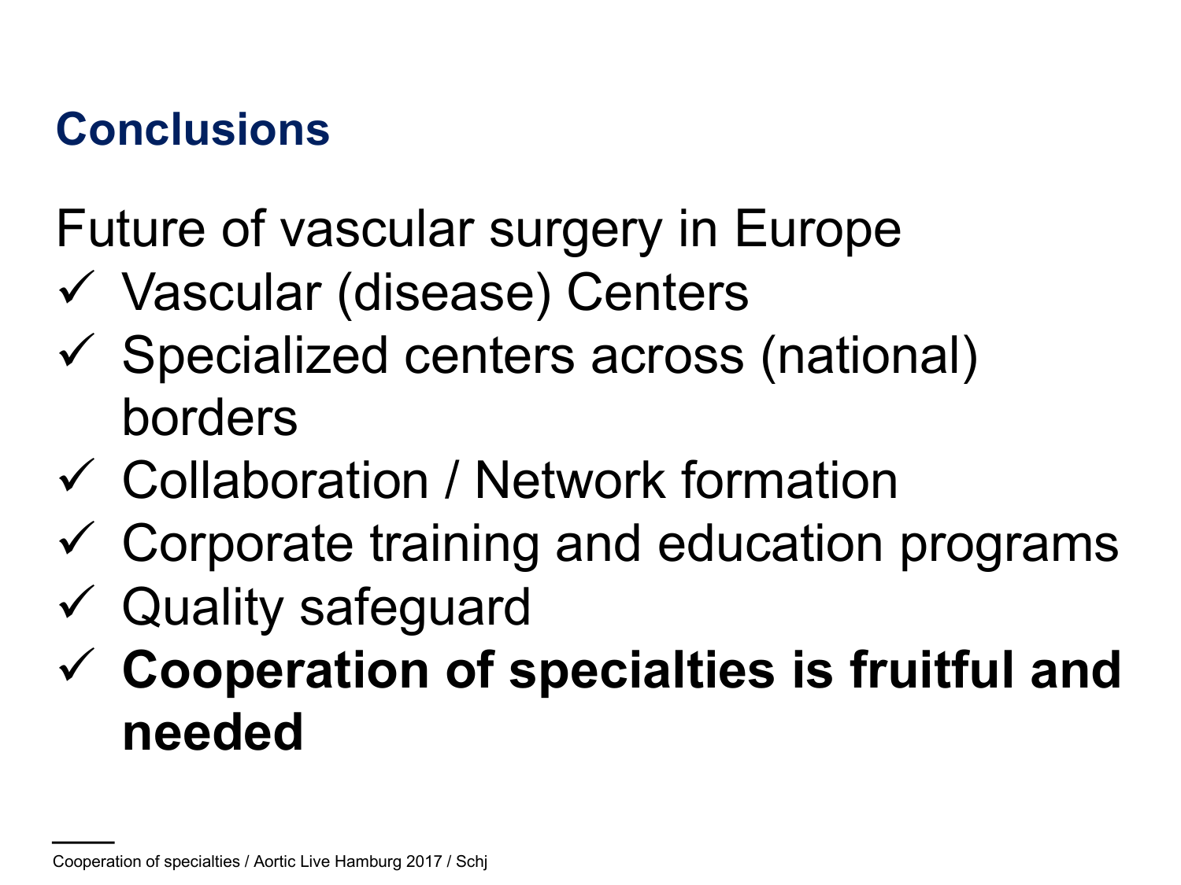## Conclusions

Future of vascular surgery in Europe

- ✓ Vascular (disease) Centers
- ✓ Specialized centers across (national) borders
- ✓ Collaboration / Network formation
- ✓ Corporate training and education programs
- ✓ Quality safeguard
- ✓ **Cooperation of specialties is fruitful and needed**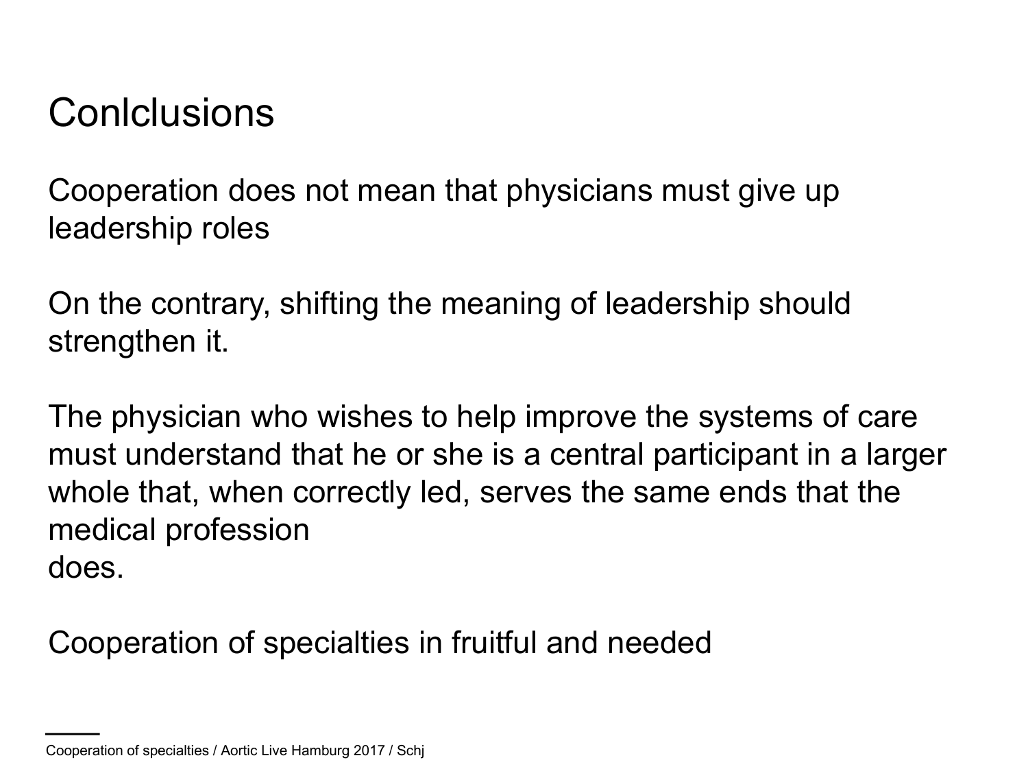# Conlclusions

Cooperation does not mean that physicians must give up leadership roles

On the contrary, shifting the meaning of leadership should strengthen it.

The physician who wishes to help improve the systems of care must understand that he or she is a central participant in a larger whole that, when correctly led, serves the same ends that the medical profession does.

Cooperation of specialties in fruitful and needed